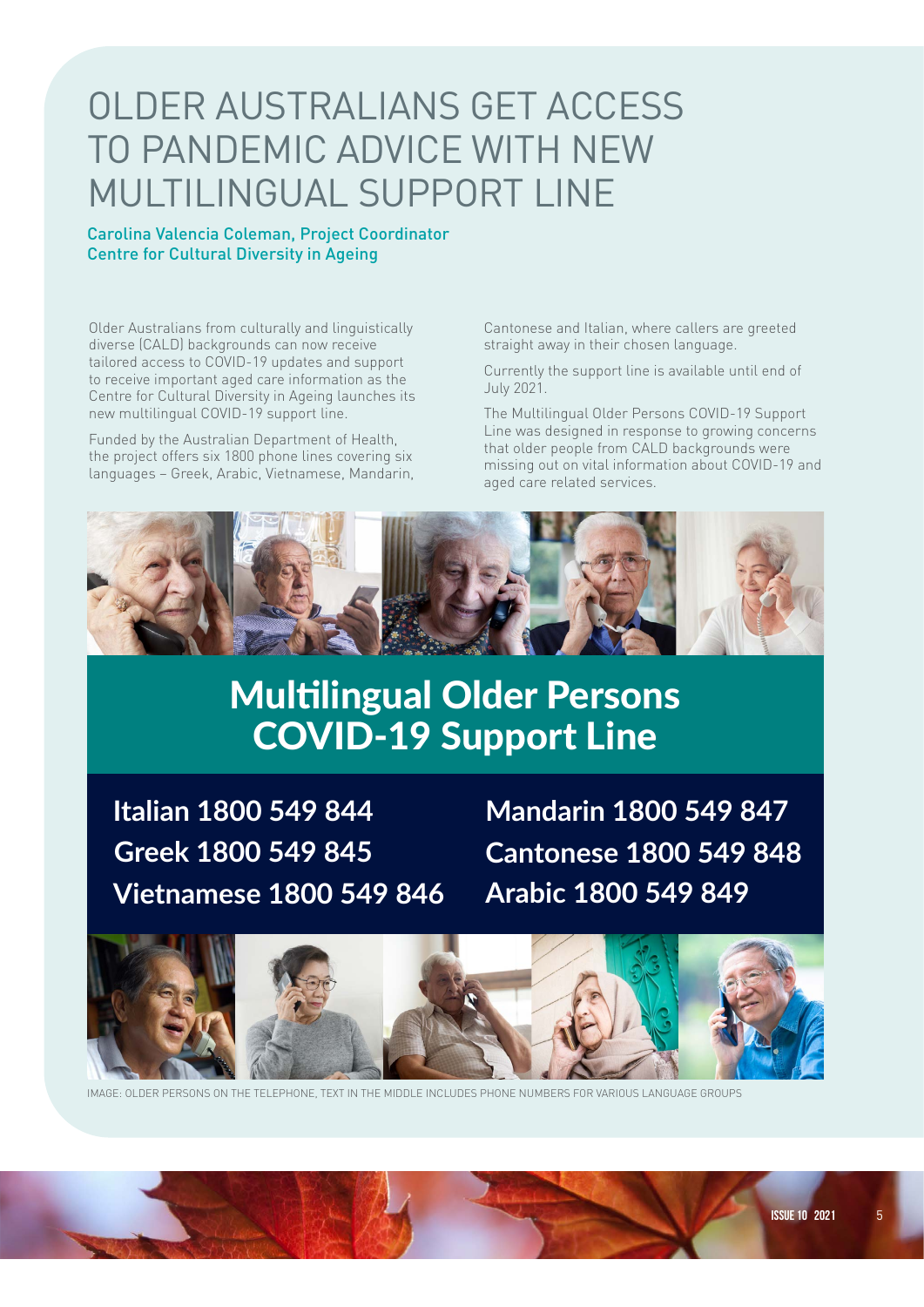# OLDER AUSTRALIANS GET ACCESS TO PANDEMIC ADVICE WITH NEW MULTILINGUAL SUPPORT LINE

Carolina Valencia Coleman, Project Coordinator
Centre for Cultural Diversity in Ageing

Older Australians from culturally and linguistically diverse (CALD) backgrounds can now receive tailored access to COVID-19 updates and support to receive important aged care information as the Centre for Cultural Diversity in Ageing launches its new multilingual COVID-19 support line.

Funded by the Australian Department of Health, the project offers six 1800 phone lines covering six languages – Greek, Arabic, Vietnamese, Mandarin, Cantonese and Italian, where callers are greeted straight away in their chosen language.

Currently the support line is available until end of July 2021.

The Multilingual Older Persons COVID-19 Support Line was designed in response to growing concerns that older people from CALD backgrounds were missing out on vital information about COVID-19 and aged care related services.

## Multilingual Older Persons COVID-19 Support Line

**Italian 1800 549 844**
**Greek 1800 549 845**
**Vietnamese 1800 549 846**
**Mandarin 1800 549 847**
**Cantonese 1800 549 848**
**Arabic 1800 549 849**

IMAGE: OLDER PERSONS ON THE TELEPHONE, TEXT IN THE MIDDLE INCLUDES PHONE NUMBERS FOR VARIOUS LANGUAGE GROUPS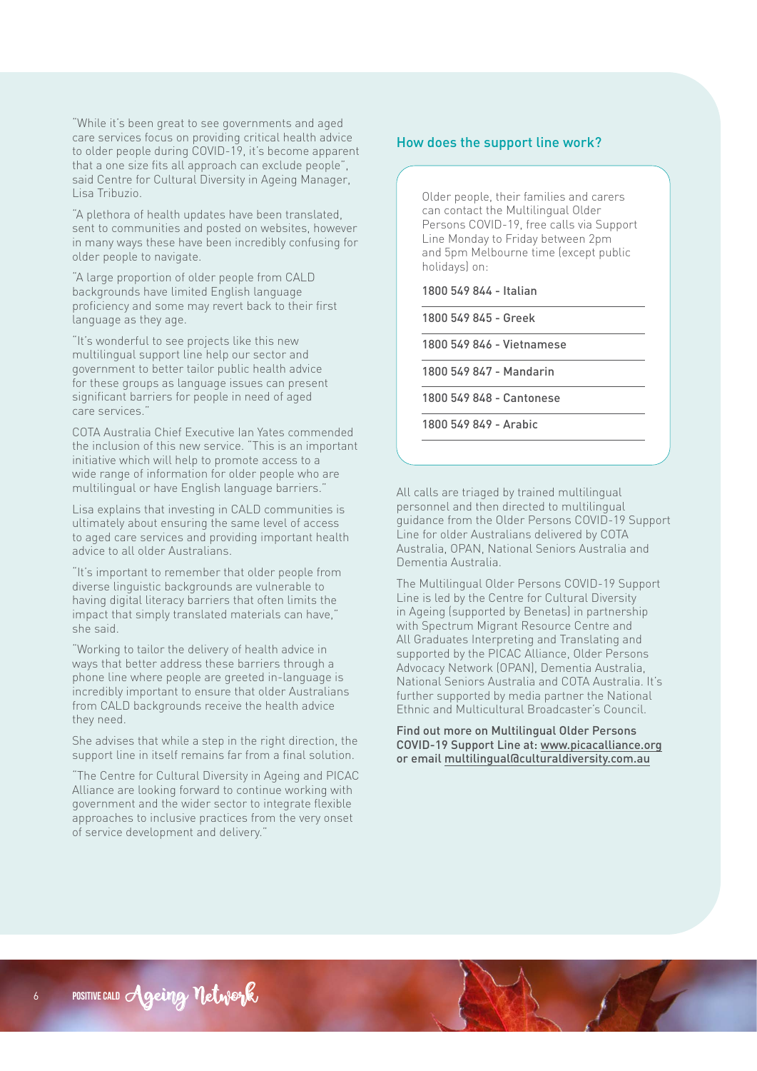"While it's been great to see governments and aged care services focus on providing critical health advice to older people during COVID-19, it's become apparent that a one size fits all approach can exclude people", said Centre for Cultural Diversity in Ageing Manager, Lisa Tribuzio.

"A plethora of health updates have been translated, sent to communities and posted on websites, however in many ways these have been incredibly confusing for older people to navigate.

"A large proportion of older people from CALD backgrounds have limited English language proficiency and some may revert back to their first language as they age.

"It's wonderful to see projects like this new multilingual support line help our sector and government to better tailor public health advice for these groups as language issues can present significant barriers for people in need of aged care services."

COTA Australia Chief Executive Ian Yates commended the inclusion of this new service. "This is an important initiative which will help to promote access to a wide range of information for older people who are multilingual or have English language barriers."

Lisa explains that investing in CALD communities is ultimately about ensuring the same level of access to aged care services and providing important health advice to all older Australians.

"It's important to remember that older people from diverse linguistic backgrounds are vulnerable to having digital literacy barriers that often limits the impact that simply translated materials can have," she said.

"Working to tailor the delivery of health advice in ways that better address these barriers through a phone line where people are greeted in-language is incredibly important to ensure that older Australians from CALD backgrounds receive the health advice they need.

She advises that while a step in the right direction, the support line in itself remains far from a final solution.

"The Centre for Cultural Diversity in Ageing and PICAC Alliance are looking forward to continue working with government and the wider sector to integrate flexible approaches to inclusive practices from the very onset of service development and delivery."

## How does the support line work?

Older people, their families and carers can contact the Multilingual Older Persons COVID-19, free calls via Support Line Monday to Friday between 2pm and 5pm Melbourne time (except public holidays) on:

1800 549 844 - Italian

1800 549 845 - Greek

1800 549 846 - Vietnamese

1800 549 847 - Mandarin

1800 549 848 - Cantonese

1800 549 849 - Arabic

All calls are triaged by trained multilingual personnel and then directed to multilingual guidance from the Older Persons COVID-19 Support Line for older Australians delivered by COTA Australia, OPAN, National Seniors Australia and Dementia Australia.

The Multilingual Older Persons COVID-19 Support Line is led by the Centre for Cultural Diversity in Ageing (supported by Benetas) in partnership with Spectrum Migrant Resource Centre and All Graduates Interpreting and Translating and supported by the PICAC Alliance, Older Persons Advocacy Network (OPAN), Dementia Australia, National Seniors Australia and COTA Australia. It's further supported by media partner the National Ethnic and Multicultural Broadcaster's Council.

Find out more on Multilingual Older Persons COVID-19 Support Line at: www.picacalliance.org or email multilingual@culturaldiversity.com.au